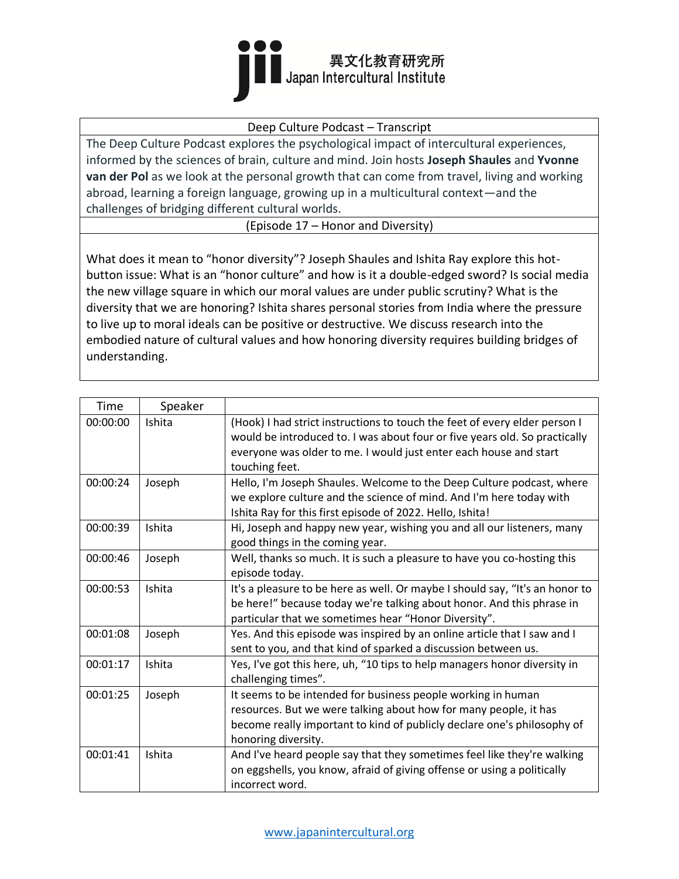jii 異文化教育研究所 Japan Intercultural Institute

| Deep Culture Podcast – Transcript |
|---|
| The Deep Culture Podcast explores the psychological impact of intercultural experiences, informed by the sciences of brain, culture and mind. Join hosts **Joseph Shaules** and **Yvonne van der Pol** as we look at the personal growth that can come from travel, living and working abroad, learning a foreign language, growing up in a multicultural context—and the challenges of bridging different cultural worlds. |
| (Episode 17 – Honor and Diversity) |
| What does it mean to "honor diversity"? Joseph Shaules and Ishita Ray explore this hot-button issue: What is an "honor culture" and how is it a double-edged sword? Is social media the new village square in which our moral values are under public scrutiny? What is the diversity that we are honoring? Ishita shares personal stories from India where the pressure to live up to moral ideals can be positive or destructive. We discuss research into the embodied nature of cultural values and how honoring diversity requires building bridges of understanding. |

| Time | Speaker | |
|---|---|---|
| 00:00:00 | Ishita | (Hook) I had strict instructions to touch the feet of every elder person I would be introduced to. I was about four or five years old. So practically everyone was older to me. I would just enter each house and start touching feet. |
| 00:00:24 | Joseph | Hello, I'm Joseph Shaules. Welcome to the Deep Culture podcast, where we explore culture and the science of mind. And I'm here today with Ishita Ray for this first episode of 2022. Hello, Ishita! |
| 00:00:39 | Ishita | Hi, Joseph and happy new year, wishing you and all our listeners, many good things in the coming year. |
| 00:00:46 | Joseph | Well, thanks so much. It is such a pleasure to have you co-hosting this episode today. |
| 00:00:53 | Ishita | It's a pleasure to be here as well. Or maybe I should say, "It's an honor to be here!" because today we're talking about honor. And this phrase in particular that we sometimes hear "Honor Diversity". |
| 00:01:08 | Joseph | Yes. And this episode was inspired by an online article that I saw and I sent to you, and that kind of sparked a discussion between us. |
| 00:01:17 | Ishita | Yes, I've got this here, uh, "10 tips to help managers honor diversity in challenging times". |
| 00:01:25 | Joseph | It seems to be intended for business people working in human resources. But we were talking about how for many people, it has become really important to kind of publicly declare one's philosophy of honoring diversity. |
| 00:01:41 | Ishita | And I've heard people say that they sometimes feel like they're walking on eggshells, you know, afraid of giving offense or using a politically incorrect word. |

www.japanintercultural.org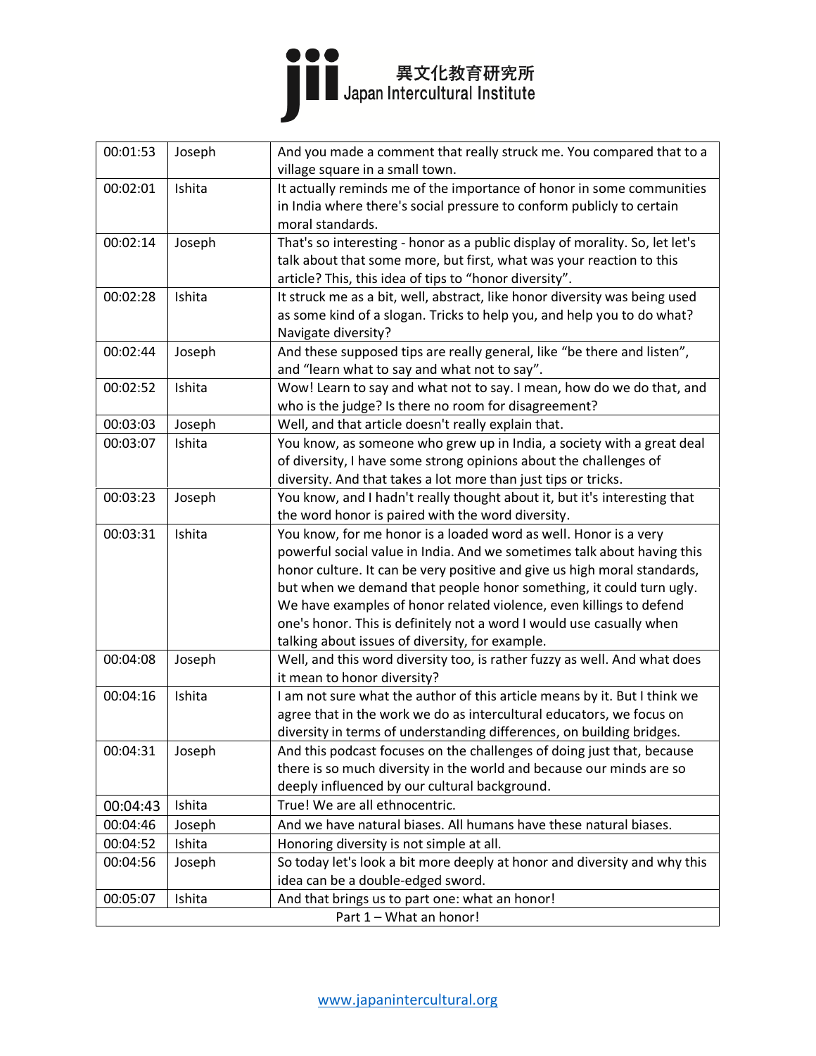| 00:01:53 | Joseph | And you made a comment that really struck me. You compared that to a village square in a small town. |
|---|---|---|
| 00:02:01 | Ishita | It actually reminds me of the importance of honor in some communities in India where there's social pressure to conform publicly to certain moral standards. |
| 00:02:14 | Joseph | That's so interesting - honor as a public display of morality. So, let let's talk about that some more, but first, what was your reaction to this article? This, this idea of tips to "honor diversity". |
| 00:02:28 | Ishita | It struck me as a bit, well, abstract, like honor diversity was being used as some kind of a slogan. Tricks to help you, and help you to do what? Navigate diversity? |
| 00:02:44 | Joseph | And these supposed tips are really general, like "be there and listen", and "learn what to say and what not to say". |
| 00:02:52 | Ishita | Wow! Learn to say and what not to say. I mean, how do we do that, and who is the judge? Is there no room for disagreement? |
| 00:03:03 | Joseph | Well, and that article doesn't really explain that. |
| 00:03:07 | Ishita | You know, as someone who grew up in India, a society with a great deal of diversity, I have some strong opinions about the challenges of diversity. And that takes a lot more than just tips or tricks. |
| 00:03:23 | Joseph | You know, and I hadn't really thought about it, but it's interesting that the word honor is paired with the word diversity. |
| 00:03:31 | Ishita | You know, for me honor is a loaded word as well. Honor is a very powerful social value in India. And we sometimes talk about having this honor culture. It can be very positive and give us high moral standards, but when we demand that people honor something, it could turn ugly. We have examples of honor related violence, even killings to defend one's honor. This is definitely not a word I would use casually when talking about issues of diversity, for example. |
| 00:04:08 | Joseph | Well, and this word diversity too, is rather fuzzy as well. And what does it mean to honor diversity? |
| 00:04:16 | Ishita | I am not sure what the author of this article means by it. But I think we agree that in the work we do as intercultural educators, we focus on diversity in terms of understanding differences, on building bridges. |
| 00:04:31 | Joseph | And this podcast focuses on the challenges of doing just that, because there is so much diversity in the world and because our minds are so deeply influenced by our cultural background. |
| 00:04:43 | Ishita | True! We are all ethnocentric. |
| 00:04:46 | Joseph | And we have natural biases. All humans have these natural biases. |
| 00:04:52 | Ishita | Honoring diversity is not simple at all. |
| 00:04:56 | Joseph | So today let's look a bit more deeply at honor and diversity and why this idea can be a double-edged sword. |
| 00:05:07 | Ishita | And that brings us to part one: what an honor! |
| Part 1 – What an honor! | | |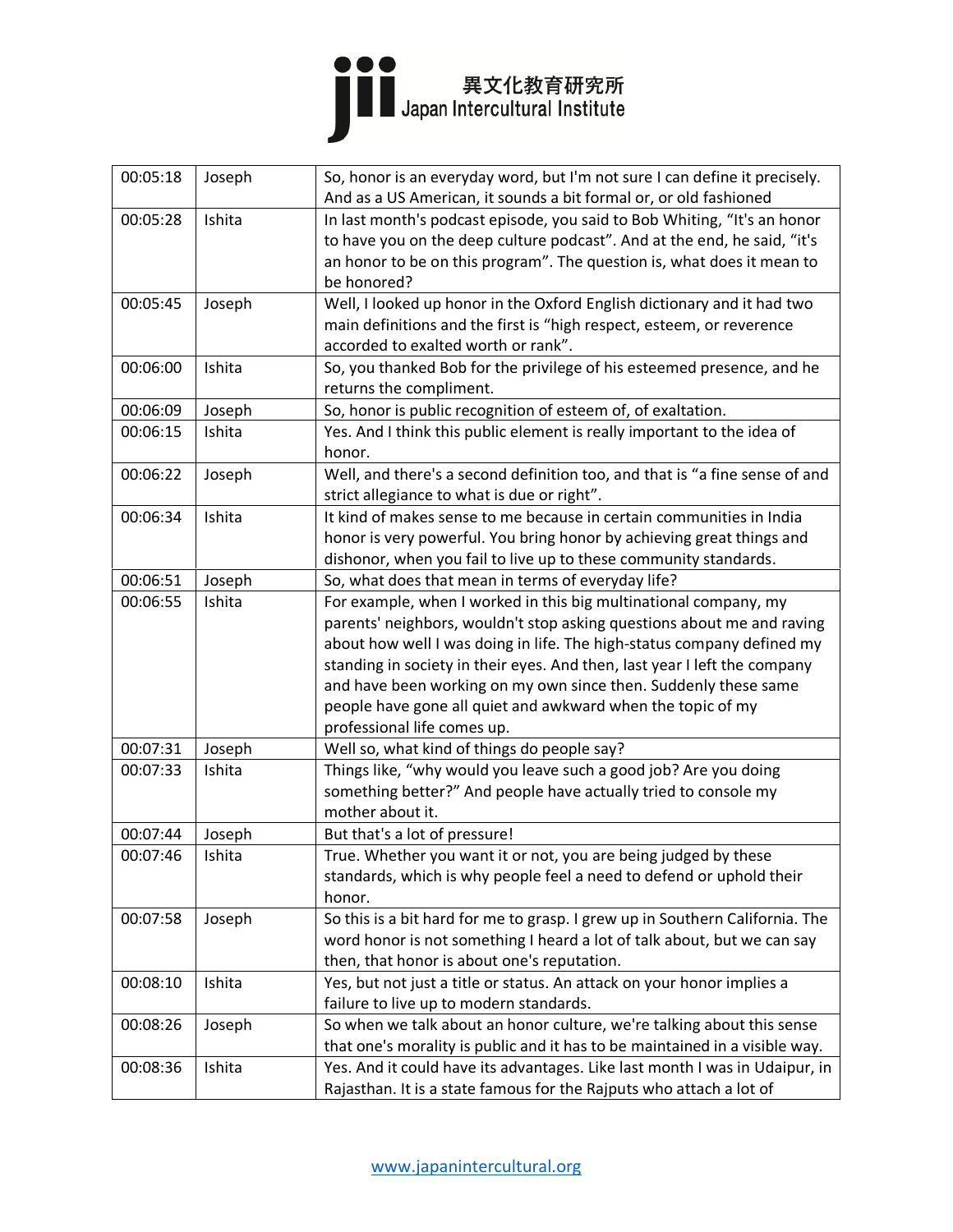| 00:05:18 | Joseph | So, honor is an everyday word, but I'm not sure I can define it precisely. And as a US American, it sounds a bit formal or, or old fashioned |
|---|---|---|
| 00:05:28 | Ishita | In last month's podcast episode, you said to Bob Whiting, "It's an honor to have you on the deep culture podcast". And at the end, he said, "it's an honor to be on this program". The question is, what does it mean to be honored? |
| 00:05:45 | Joseph | Well, I looked up honor in the Oxford English dictionary and it had two main definitions and the first is "high respect, esteem, or reverence accorded to exalted worth or rank". |
| 00:06:00 | Ishita | So, you thanked Bob for the privilege of his esteemed presence, and he returns the compliment. |
| 00:06:09 | Joseph | So, honor is public recognition of esteem of, of exaltation. |
| 00:06:15 | Ishita | Yes. And I think this public element is really important to the idea of honor. |
| 00:06:22 | Joseph | Well, and there's a second definition too, and that is "a fine sense of and strict allegiance to what is due or right". |
| 00:06:34 | Ishita | It kind of makes sense to me because in certain communities in India honor is very powerful. You bring honor by achieving great things and dishonor, when you fail to live up to these community standards. |
| 00:06:51 | Joseph | So, what does that mean in terms of everyday life? |
| 00:06:55 | Ishita | For example, when I worked in this big multinational company, my parents' neighbors, wouldn't stop asking questions about me and raving about how well I was doing in life. The high-status company defined my standing in society in their eyes. And then, last year I left the company and have been working on my own since then. Suddenly these same people have gone all quiet and awkward when the topic of my professional life comes up. |
| 00:07:31 | Joseph | Well so, what kind of things do people say? |
| 00:07:33 | Ishita | Things like, "why would you leave such a good job? Are you doing something better?" And people have actually tried to console my mother about it. |
| 00:07:44 | Joseph | But that's a lot of pressure! |
| 00:07:46 | Ishita | True. Whether you want it or not, you are being judged by these standards, which is why people feel a need to defend or uphold their honor. |
| 00:07:58 | Joseph | So this is a bit hard for me to grasp. I grew up in Southern California. The word honor is not something I heard a lot of talk about, but we can say then, that honor is about one's reputation. |
| 00:08:10 | Ishita | Yes, but not just a title or status. An attack on your honor implies a failure to live up to modern standards. |
| 00:08:26 | Joseph | So when we talk about an honor culture, we're talking about this sense that one's morality is public and it has to be maintained in a visible way. |
| 00:08:36 | Ishita | Yes. And it could have its advantages. Like last month I was in Udaipur, in Rajasthan. It is a state famous for the Rajputs who attach a lot of |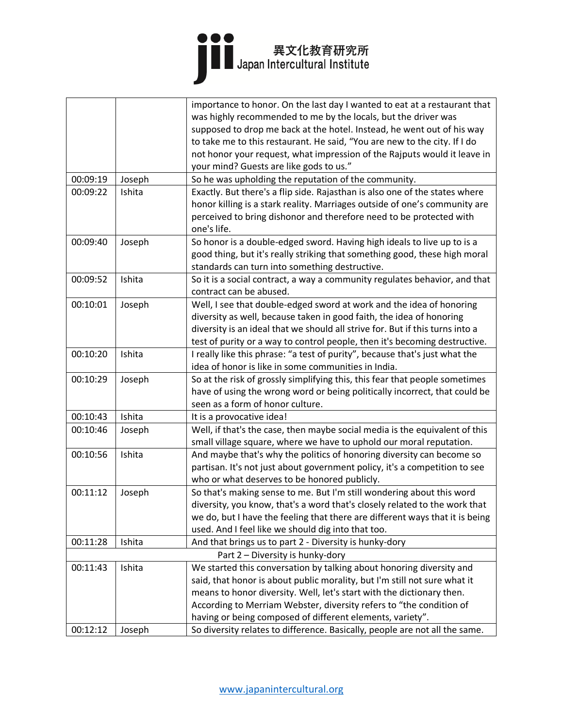| | | |
|---|---|---|
| | | importance to honor. On the last day I wanted to eat at a restaurant that was highly recommended to me by the locals, but the driver was supposed to drop me back at the hotel. Instead, he went out of his way to take me to this restaurant. He said, "You are new to the city. If I do not honor your request, what impression of the Rajputs would it leave in your mind? Guests are like gods to us." |
| 00:09:19 | Joseph | So he was upholding the reputation of the community. |
| 00:09:22 | Ishita | Exactly. But there's a flip side. Rajasthan is also one of the states where honor killing is a stark reality. Marriages outside of one's community are perceived to bring dishonor and therefore need to be protected with one's life. |
| 00:09:40 | Joseph | So honor is a double-edged sword. Having high ideals to live up to is a good thing, but it's really striking that something good, these high moral standards can turn into something destructive. |
| 00:09:52 | Ishita | So it is a social contract, a way a community regulates behavior, and that contract can be abused. |
| 00:10:01 | Joseph | Well, I see that double-edged sword at work and the idea of honoring diversity as well, because taken in good faith, the idea of honoring diversity is an ideal that we should all strive for. But if this turns into a test of purity or a way to control people, then it's becoming destructive. |
| 00:10:20 | Ishita | I really like this phrase: "a test of purity", because that's just what the idea of honor is like in some communities in India. |
| 00:10:29 | Joseph | So at the risk of grossly simplifying this, this fear that people sometimes have of using the wrong word or being politically incorrect, that could be seen as a form of honor culture. |
| 00:10:43 | Ishita | It is a provocative idea! |
| 00:10:46 | Joseph | Well, if that's the case, then maybe social media is the equivalent of this small village square, where we have to uphold our moral reputation. |
| 00:10:56 | Ishita | And maybe that's why the politics of honoring diversity can become so partisan. It's not just about government policy, it's a competition to see who or what deserves to be honored publicly. |
| 00:11:12 | Joseph | So that's making sense to me. But I'm still wondering about this word diversity, you know, that's a word that's closely related to the work that we do, but I have the feeling that there are different ways that it is being used. And I feel like we should dig into that too. |
| 00:11:28 | Ishita | And that brings us to part 2 - Diversity is hunky-dory |
| | | Part 2 – Diversity is hunky-dory |
| 00:11:43 | Ishita | We started this conversation by talking about honoring diversity and said, that honor is about public morality, but I'm still not sure what it means to honor diversity. Well, let's start with the dictionary then. According to Merriam Webster, diversity refers to "the condition of having or being composed of different elements, variety". |
| 00:12:12 | Joseph | So diversity relates to difference. Basically, people are not all the same. |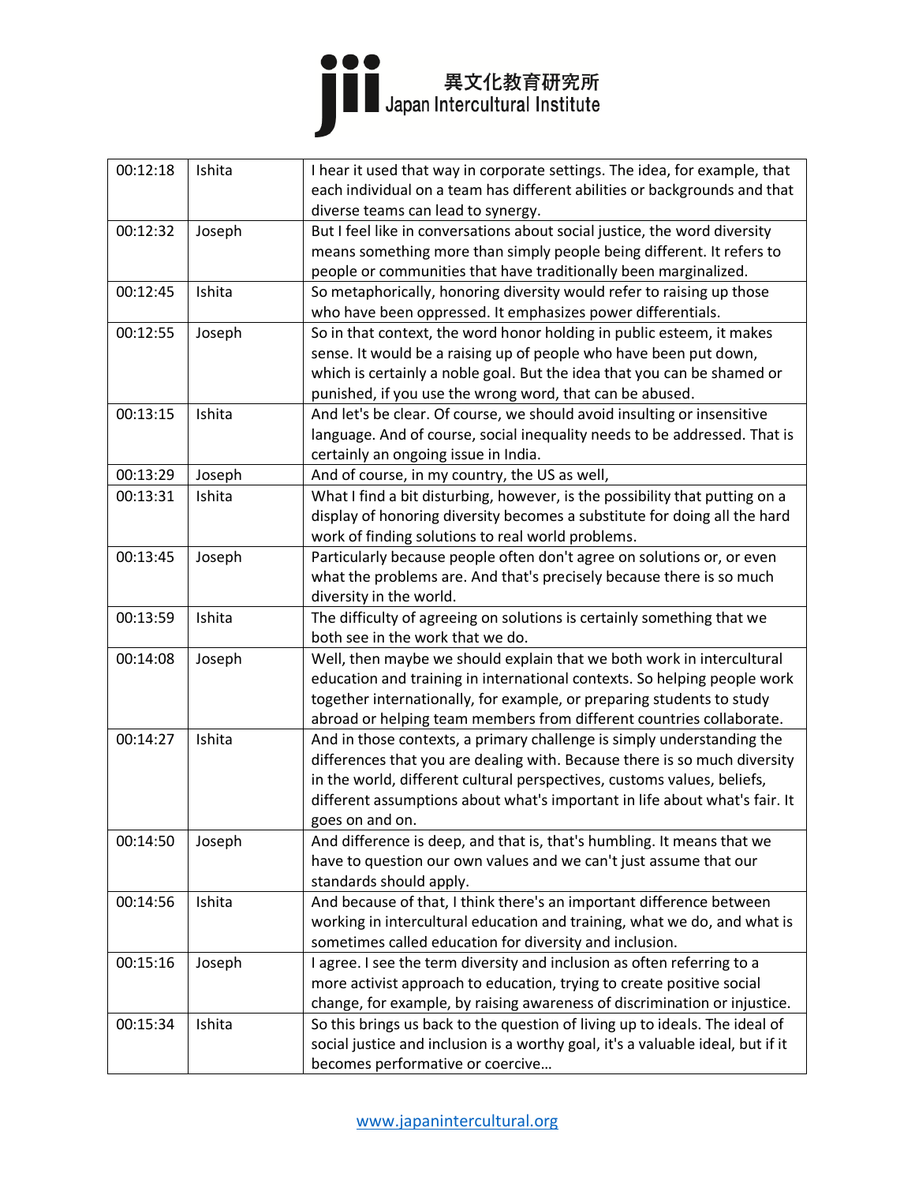| | | |
|---|---|---|
| 00:12:18 | Ishita | I hear it used that way in corporate settings. The idea, for example, that each individual on a team has different abilities or backgrounds and that diverse teams can lead to synergy. |
| 00:12:32 | Joseph | But I feel like in conversations about social justice, the word diversity means something more than simply people being different. It refers to people or communities that have traditionally been marginalized. |
| 00:12:45 | Ishita | So metaphorically, honoring diversity would refer to raising up those who have been oppressed. It emphasizes power differentials. |
| 00:12:55 | Joseph | So in that context, the word honor holding in public esteem, it makes sense. It would be a raising up of people who have been put down, which is certainly a noble goal. But the idea that you can be shamed or punished, if you use the wrong word, that can be abused. |
| 00:13:15 | Ishita | And let's be clear. Of course, we should avoid insulting or insensitive language. And of course, social inequality needs to be addressed. That is certainly an ongoing issue in India. |
| 00:13:29 | Joseph | And of course, in my country, the US as well, |
| 00:13:31 | Ishita | What I find a bit disturbing, however, is the possibility that putting on a display of honoring diversity becomes a substitute for doing all the hard work of finding solutions to real world problems. |
| 00:13:45 | Joseph | Particularly because people often don't agree on solutions or, or even what the problems are. And that's precisely because there is so much diversity in the world. |
| 00:13:59 | Ishita | The difficulty of agreeing on solutions is certainly something that we both see in the work that we do. |
| 00:14:08 | Joseph | Well, then maybe we should explain that we both work in intercultural education and training in international contexts. So helping people work together internationally, for example, or preparing students to study abroad or helping team members from different countries collaborate. |
| 00:14:27 | Ishita | And in those contexts, a primary challenge is simply understanding the differences that you are dealing with. Because there is so much diversity in the world, different cultural perspectives, customs values, beliefs, different assumptions about what's important in life about what's fair. It goes on and on. |
| 00:14:50 | Joseph | And difference is deep, and that is, that's humbling. It means that we have to question our own values and we can't just assume that our standards should apply. |
| 00:14:56 | Ishita | And because of that, I think there's an important difference between working in intercultural education and training, what we do, and what is sometimes called education for diversity and inclusion. |
| 00:15:16 | Joseph | I agree. I see the term diversity and inclusion as often referring to a more activist approach to education, trying to create positive social change, for example, by raising awareness of discrimination or injustice. |
| 00:15:34 | Ishita | So this brings us back to the question of living up to ideals. The ideal of social justice and inclusion is a worthy goal, it's a valuable ideal, but if it becomes performative or coercive… |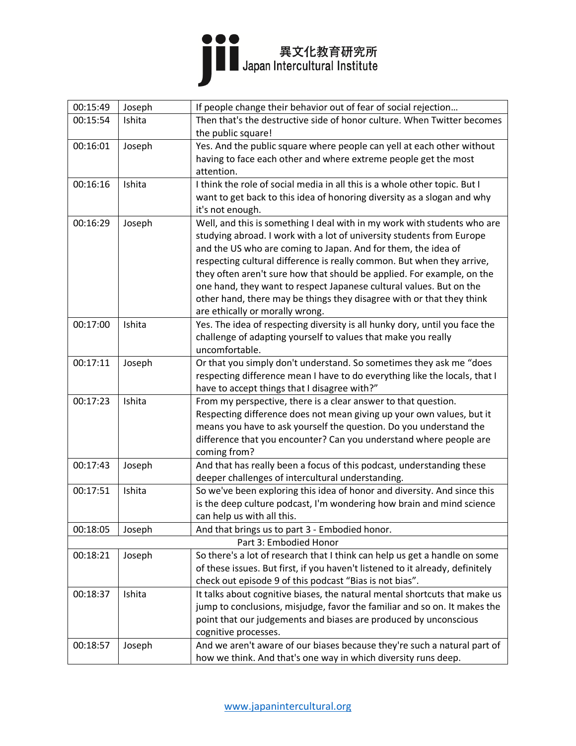| | | |
|---|---|---|
| 00:15:49 | Joseph | If people change their behavior out of fear of social rejection… |
| 00:15:54 | Ishita | Then that's the destructive side of honor culture. When Twitter becomes the public square! |
| 00:16:01 | Joseph | Yes. And the public square where people can yell at each other without having to face each other and where extreme people get the most attention. |
| 00:16:16 | Ishita | I think the role of social media in all this is a whole other topic. But I want to get back to this idea of honoring diversity as a slogan and why it's not enough. |
| 00:16:29 | Joseph | Well, and this is something I deal with in my work with students who are studying abroad. I work with a lot of university students from Europe and the US who are coming to Japan. And for them, the idea of respecting cultural difference is really common. But when they arrive, they often aren't sure how that should be applied. For example, on the one hand, they want to respect Japanese cultural values. But on the other hand, there may be things they disagree with or that they think are ethically or morally wrong. |
| 00:17:00 | Ishita | Yes. The idea of respecting diversity is all hunky dory, until you face the challenge of adapting yourself to values that make you really uncomfortable. |
| 00:17:11 | Joseph | Or that you simply don't understand. So sometimes they ask me "does respecting difference mean I have to do everything like the locals, that I have to accept things that I disagree with?" |
| 00:17:23 | Ishita | From my perspective, there is a clear answer to that question. Respecting difference does not mean giving up your own values, but it means you have to ask yourself the question. Do you understand the difference that you encounter? Can you understand where people are coming from? |
| 00:17:43 | Joseph | And that has really been a focus of this podcast, understanding these deeper challenges of intercultural understanding. |
| 00:17:51 | Ishita | So we've been exploring this idea of honor and diversity. And since this is the deep culture podcast, I'm wondering how brain and mind science can help us with all this. |
| 00:18:05 | Joseph | And that brings us to part 3 - Embodied honor. |
| | | Part 3: Embodied Honor |
| 00:18:21 | Joseph | So there's a lot of research that I think can help us get a handle on some of these issues. But first, if you haven't listened to it already, definitely check out episode 9 of this podcast "Bias is not bias". |
| 00:18:37 | Ishita | It talks about cognitive biases, the natural mental shortcuts that make us jump to conclusions, misjudge, favor the familiar and so on. It makes the point that our judgements and biases are produced by unconscious cognitive processes. |
| 00:18:57 | Joseph | And we aren't aware of our biases because they're such a natural part of how we think. And that's one way in which diversity runs deep. |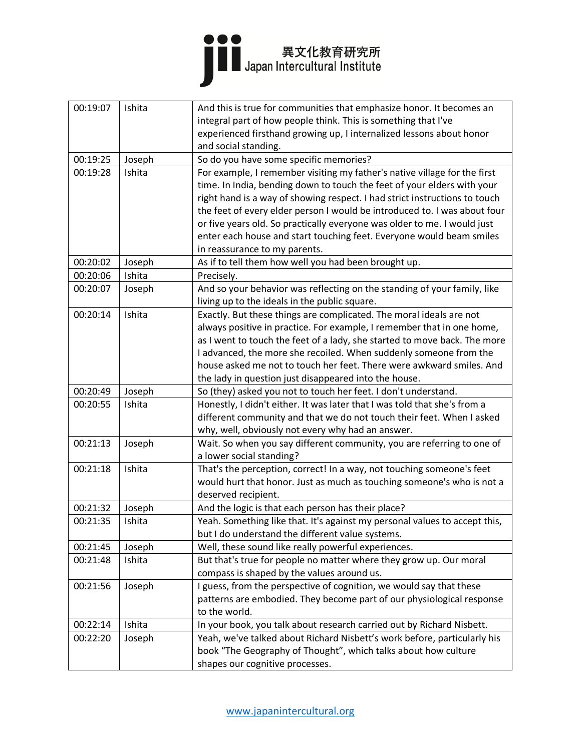| 00:19:07 | Ishita | And this is true for communities that emphasize honor. It becomes an integral part of how people think. This is something that I've experienced firsthand growing up, I internalized lessons about honor and social standing. |
|---|---|---|
| 00:19:25 | Joseph | So do you have some specific memories? |
| 00:19:28 | Ishita | For example, I remember visiting my father's native village for the first time. In India, bending down to touch the feet of your elders with your right hand is a way of showing respect. I had strict instructions to touch the feet of every elder person I would be introduced to. I was about four or five years old. So practically everyone was older to me. I would just enter each house and start touching feet. Everyone would beam smiles in reassurance to my parents. |
| 00:20:02 | Joseph | As if to tell them how well you had been brought up. |
| 00:20:06 | Ishita | Precisely. |
| 00:20:07 | Joseph | And so your behavior was reflecting on the standing of your family, like living up to the ideals in the public square. |
| 00:20:14 | Ishita | Exactly. But these things are complicated. The moral ideals are not always positive in practice. For example, I remember that in one home, as I went to touch the feet of a lady, she started to move back. The more I advanced, the more she recoiled. When suddenly someone from the house asked me not to touch her feet. There were awkward smiles. And the lady in question just disappeared into the house. |
| 00:20:49 | Joseph | So (they) asked you not to touch her feet. I don't understand. |
| 00:20:55 | Ishita | Honestly, I didn't either. It was later that I was told that she's from a different community and that we do not touch their feet. When I asked why, well, obviously not every why had an answer. |
| 00:21:13 | Joseph | Wait. So when you say different community, you are referring to one of a lower social standing? |
| 00:21:18 | Ishita | That's the perception, correct! In a way, not touching someone's feet would hurt that honor. Just as much as touching someone's who is not a deserved recipient. |
| 00:21:32 | Joseph | And the logic is that each person has their place? |
| 00:21:35 | Ishita | Yeah. Something like that. It's against my personal values to accept this, but I do understand the different value systems. |
| 00:21:45 | Joseph | Well, these sound like really powerful experiences. |
| 00:21:48 | Ishita | But that's true for people no matter where they grow up. Our moral compass is shaped by the values around us. |
| 00:21:56 | Joseph | I guess, from the perspective of cognition, we would say that these patterns are embodied. They become part of our physiological response to the world. |
| 00:22:14 | Ishita | In your book, you talk about research carried out by Richard Nisbett. |
| 00:22:20 | Joseph | Yeah, we've talked about Richard Nisbett's work before, particularly his book "The Geography of Thought", which talks about how culture shapes our cognitive processes. |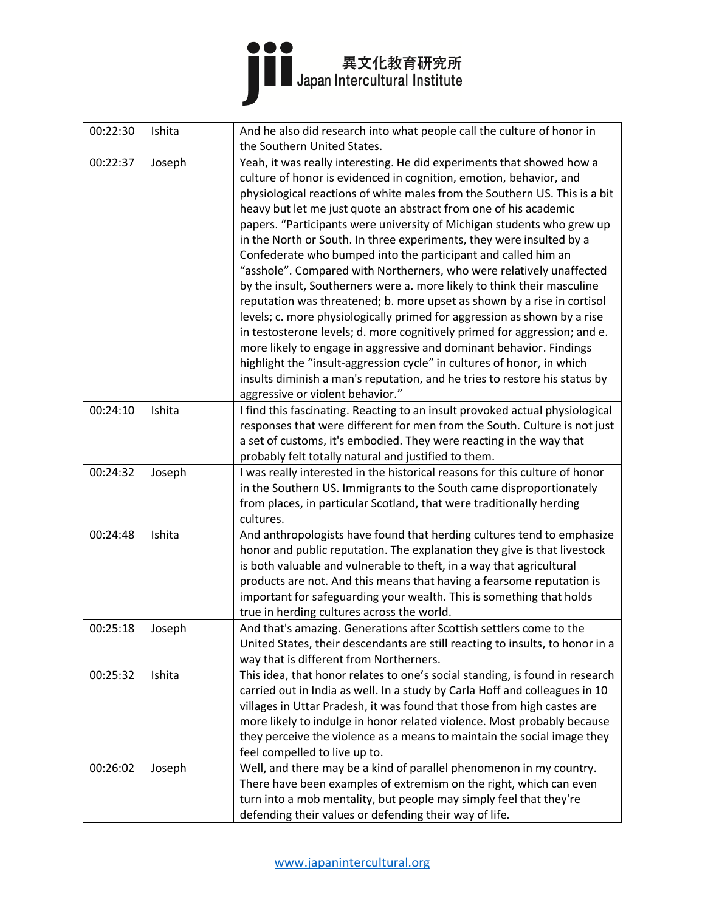| 00:22:30 | Ishita | And he also did research into what people call the culture of honor in the Southern United States. |
|---|---|---|
| 00:22:37 | Joseph | Yeah, it was really interesting. He did experiments that showed how a culture of honor is evidenced in cognition, emotion, behavior, and physiological reactions of white males from the Southern US. This is a bit heavy but let me just quote an abstract from one of his academic papers. "Participants were university of Michigan students who grew up in the North or South. In three experiments, they were insulted by a Confederate who bumped into the participant and called him an "asshole". Compared with Northerners, who were relatively unaffected by the insult, Southerners were a. more likely to think their masculine reputation was threatened; b. more upset as shown by a rise in cortisol levels; c. more physiologically primed for aggression as shown by a rise in testosterone levels; d. more cognitively primed for aggression; and e. more likely to engage in aggressive and dominant behavior. Findings highlight the "insult-aggression cycle" in cultures of honor, in which insults diminish a man's reputation, and he tries to restore his status by aggressive or violent behavior." |
| 00:24:10 | Ishita | I find this fascinating. Reacting to an insult provoked actual physiological responses that were different for men from the South. Culture is not just a set of customs, it's embodied. They were reacting in the way that probably felt totally natural and justified to them. |
| 00:24:32 | Joseph | I was really interested in the historical reasons for this culture of honor in the Southern US. Immigrants to the South came disproportionately from places, in particular Scotland, that were traditionally herding cultures. |
| 00:24:48 | Ishita | And anthropologists have found that herding cultures tend to emphasize honor and public reputation. The explanation they give is that livestock is both valuable and vulnerable to theft, in a way that agricultural products are not. And this means that having a fearsome reputation is important for safeguarding your wealth. This is something that holds true in herding cultures across the world. |
| 00:25:18 | Joseph | And that's amazing. Generations after Scottish settlers come to the United States, their descendants are still reacting to insults, to honor in a way that is different from Northerners. |
| 00:25:32 | Ishita | This idea, that honor relates to one's social standing, is found in research carried out in India as well. In a study by Carla Hoff and colleagues in 10 villages in Uttar Pradesh, it was found that those from high castes are more likely to indulge in honor related violence. Most probably because they perceive the violence as a means to maintain the social image they feel compelled to live up to. |
| 00:26:02 | Joseph | Well, and there may be a kind of parallel phenomenon in my country. There have been examples of extremism on the right, which can even turn into a mob mentality, but people may simply feel that they're defending their values or defending their way of life. |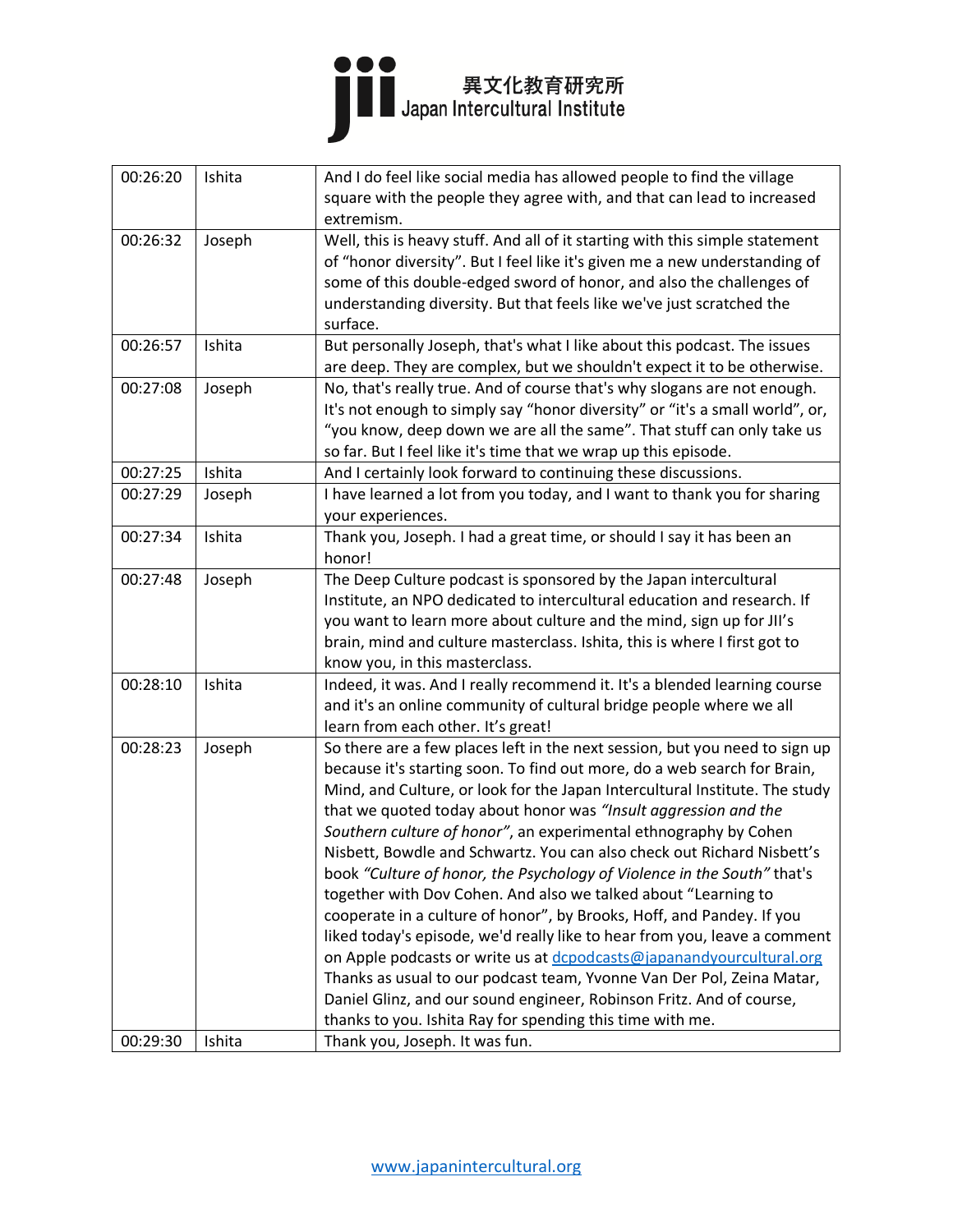| | | |
|---|---|---|
| 00:26:20 | Ishita | And I do feel like social media has allowed people to find the village square with the people they agree with, and that can lead to increased extremism. |
| 00:26:32 | Joseph | Well, this is heavy stuff. And all of it starting with this simple statement of "honor diversity". But I feel like it's given me a new understanding of some of this double-edged sword of honor, and also the challenges of understanding diversity. But that feels like we've just scratched the surface. |
| 00:26:57 | Ishita | But personally Joseph, that's what I like about this podcast. The issues are deep. They are complex, but we shouldn't expect it to be otherwise. |
| 00:27:08 | Joseph | No, that's really true. And of course that's why slogans are not enough. It's not enough to simply say "honor diversity" or "it's a small world", or, "you know, deep down we are all the same". That stuff can only take us so far. But I feel like it's time that we wrap up this episode. |
| 00:27:25 | Ishita | And I certainly look forward to continuing these discussions. |
| 00:27:29 | Joseph | I have learned a lot from you today, and I want to thank you for sharing your experiences. |
| 00:27:34 | Ishita | Thank you, Joseph. I had a great time, or should I say it has been an honor! |
| 00:27:48 | Joseph | The Deep Culture podcast is sponsored by the Japan intercultural Institute, an NPO dedicated to intercultural education and research. If you want to learn more about culture and the mind, sign up for JII's brain, mind and culture masterclass. Ishita, this is where I first got to know you, in this masterclass. |
| 00:28:10 | Ishita | Indeed, it was. And I really recommend it. It's a blended learning course and it's an online community of cultural bridge people where we all learn from each other. It's great! |
| 00:28:23 | Joseph | So there are a few places left in the next session, but you need to sign up because it's starting soon. To find out more, do a web search for Brain, Mind, and Culture, or look for the Japan Intercultural Institute. The study that we quoted today about honor was *"Insult aggression and the Southern culture of honor"*, an experimental ethnography by Cohen Nisbett, Bowdle and Schwartz. You can also check out Richard Nisbett's book *"Culture of honor, the Psychology of Violence in the South"* that's together with Dov Cohen. And also we talked about "Learning to cooperate in a culture of honor", by Brooks, Hoff, and Pandey. If you liked today's episode, we'd really like to hear from you, leave a comment on Apple podcasts or write us at dcpodcasts@japanandyourcultural.org Thanks as usual to our podcast team, Yvonne Van Der Pol, Zeina Matar, Daniel Glinz, and our sound engineer, Robinson Fritz. And of course, thanks to you. Ishita Ray for spending this time with me. |
| 00:29:30 | Ishita | Thank you, Joseph. It was fun. |